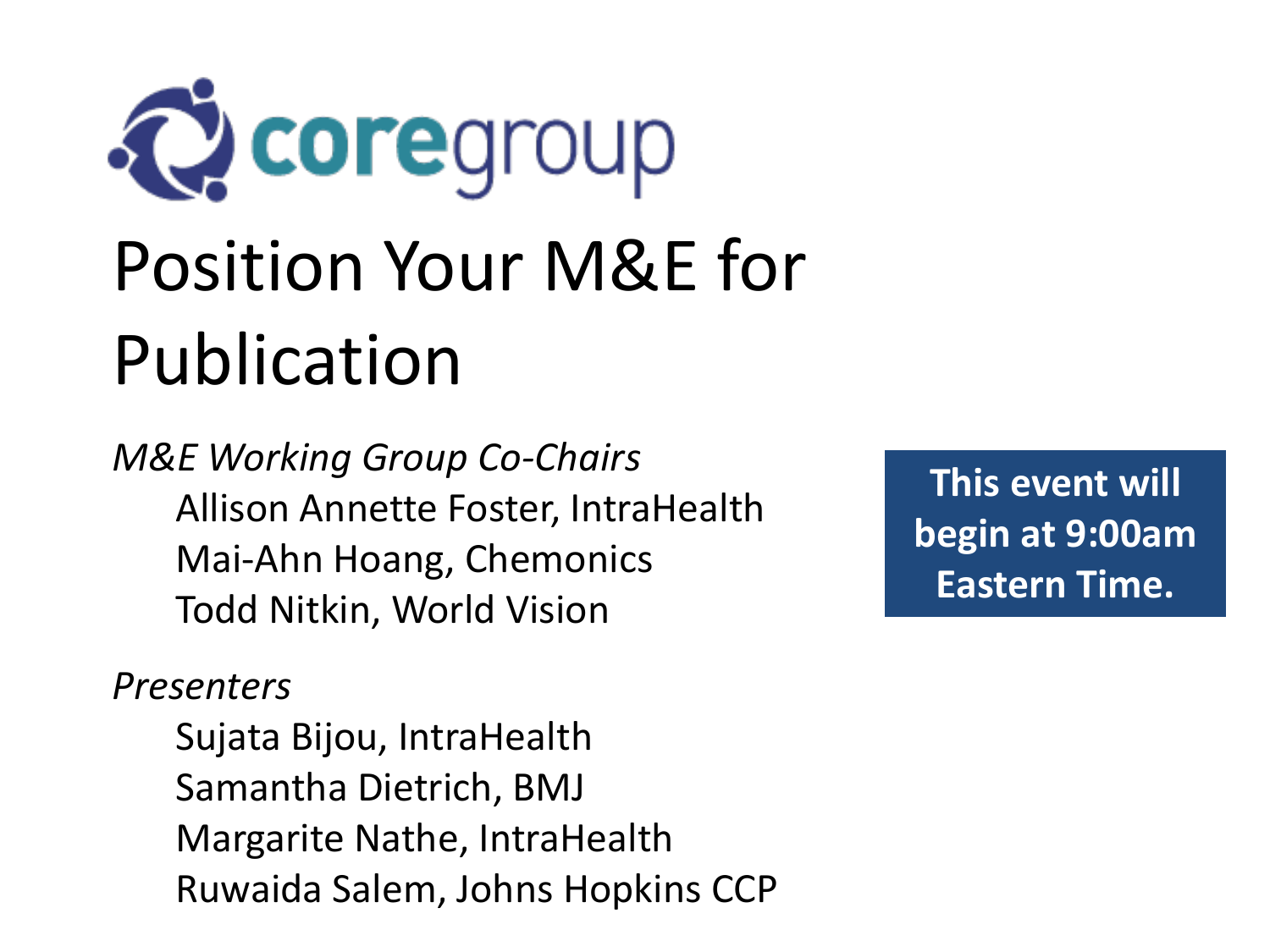coregroup

# Position Your M&E for Publication

*M&E Working Group Co-Chairs*

Allison Annette Foster, IntraHealth
Mai-Ahn Hoang, Chemonics
Todd Nitkin, World Vision

*Presenters*

Sujata Bijou, IntraHealth
Samantha Dietrich, BMJ
Margarite Nathe, IntraHealth
Ruwaida Salem, Johns Hopkins CCP

**This event will begin at 9:00am Eastern Time.**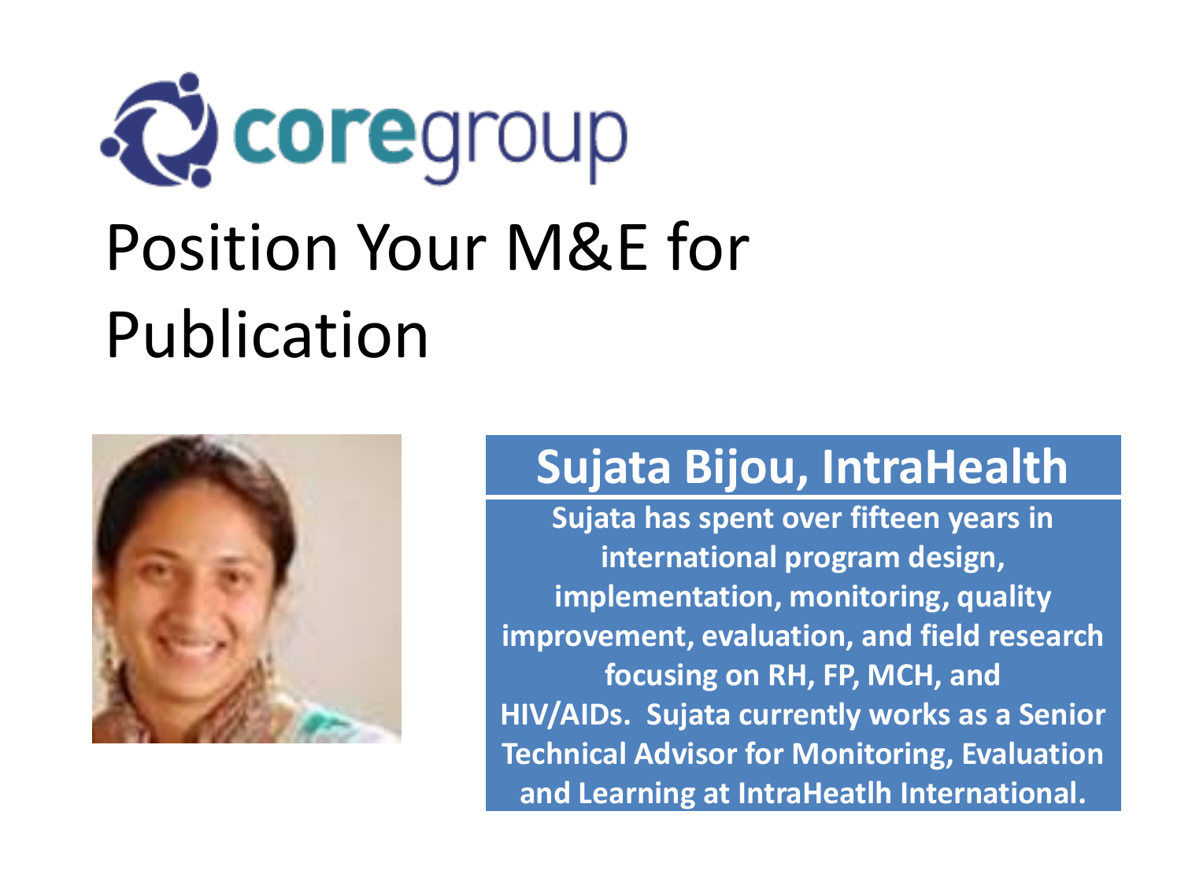coregroup

# Position Your M&E for Publication

## Sujata Bijou, IntraHealth

**Sujata has spent over fifteen years in international program design, implementation, monitoring, quality improvement, evaluation, and field research focusing on RH, FP, MCH, and HIV/AIDs. Sujata currently works as a Senior Technical Advisor for Monitoring, Evaluation and Learning at IntraHeatlh International.**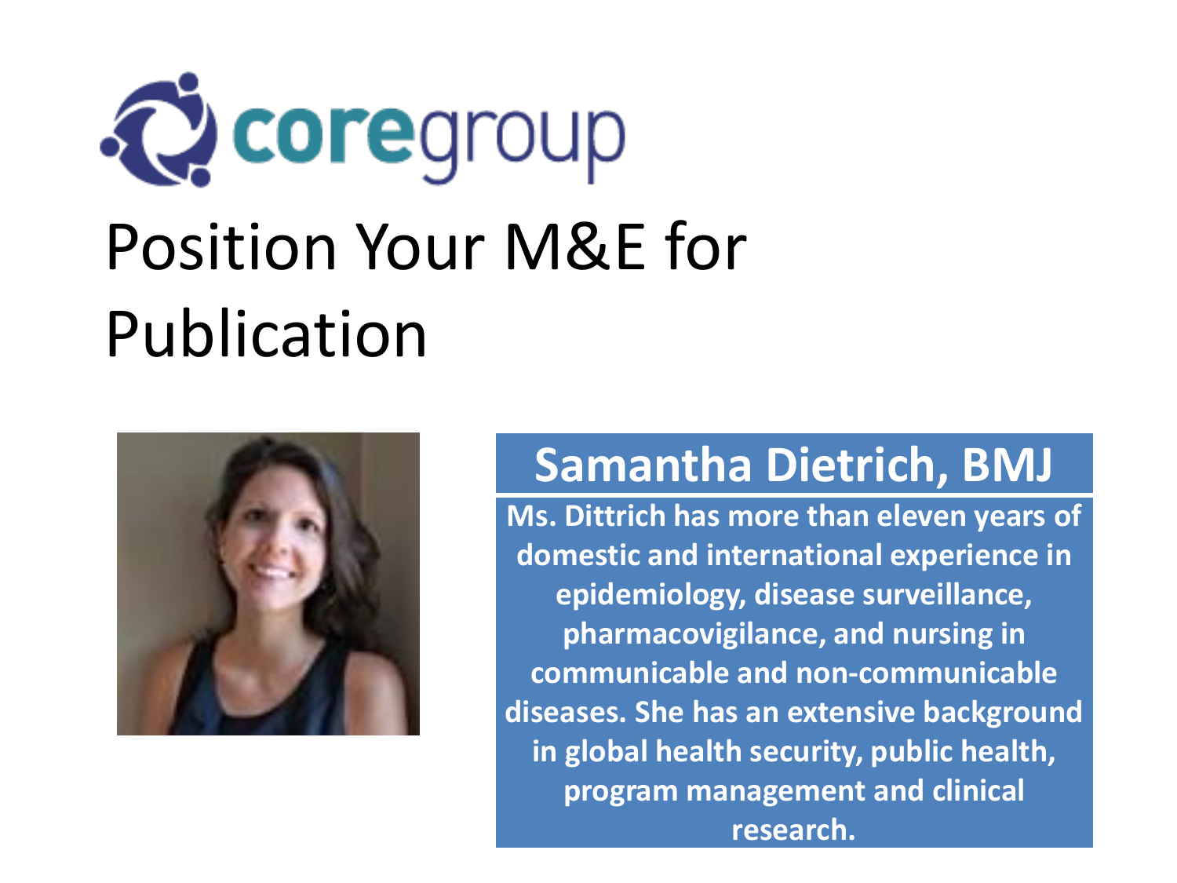coregroup

# Position Your M&E for Publication

## Samantha Dietrich, BMJ

**Ms. Dittrich has more than eleven years of domestic and international experience in epidemiology, disease surveillance, pharmacovigilance, and nursing in communicable and non-communicable diseases. She has an extensive background in global health security, public health, program management and clinical research.**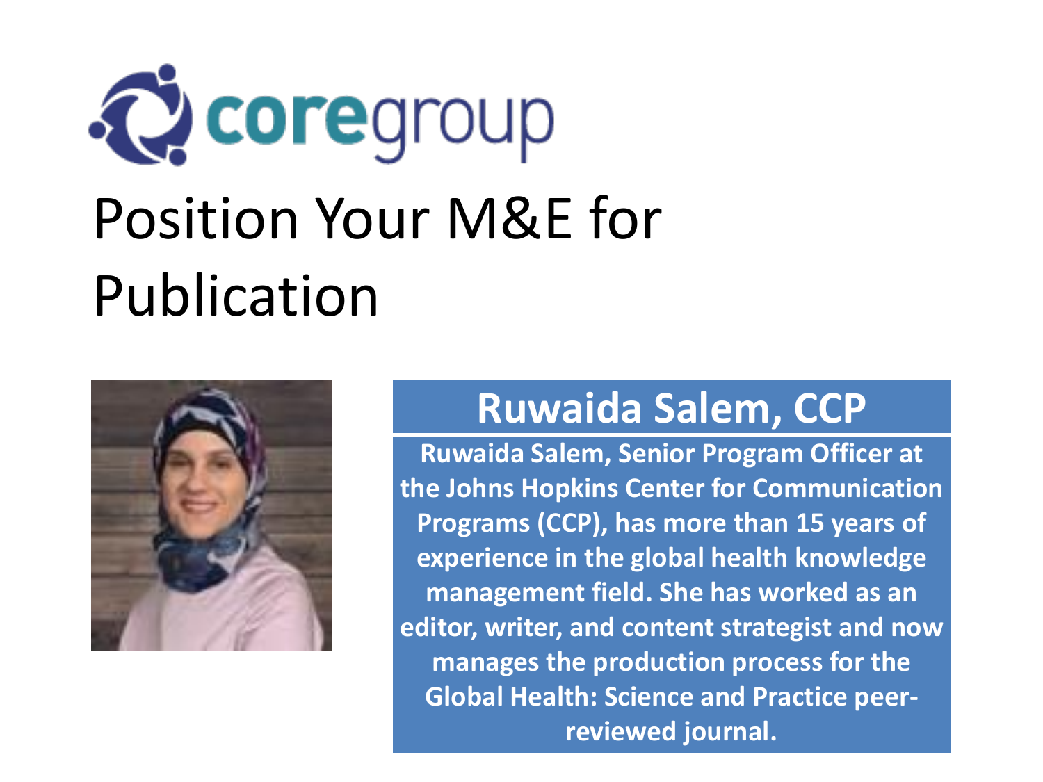coregroup

# Position Your M&E for Publication

## Ruwaida Salem, CCP

**Ruwaida Salem, Senior Program Officer at the Johns Hopkins Center for Communication Programs (CCP), has more than 15 years of experience in the global health knowledge management field. She has worked as an editor, writer, and content strategist and now manages the production process for the Global Health: Science and Practice peer-reviewed journal.**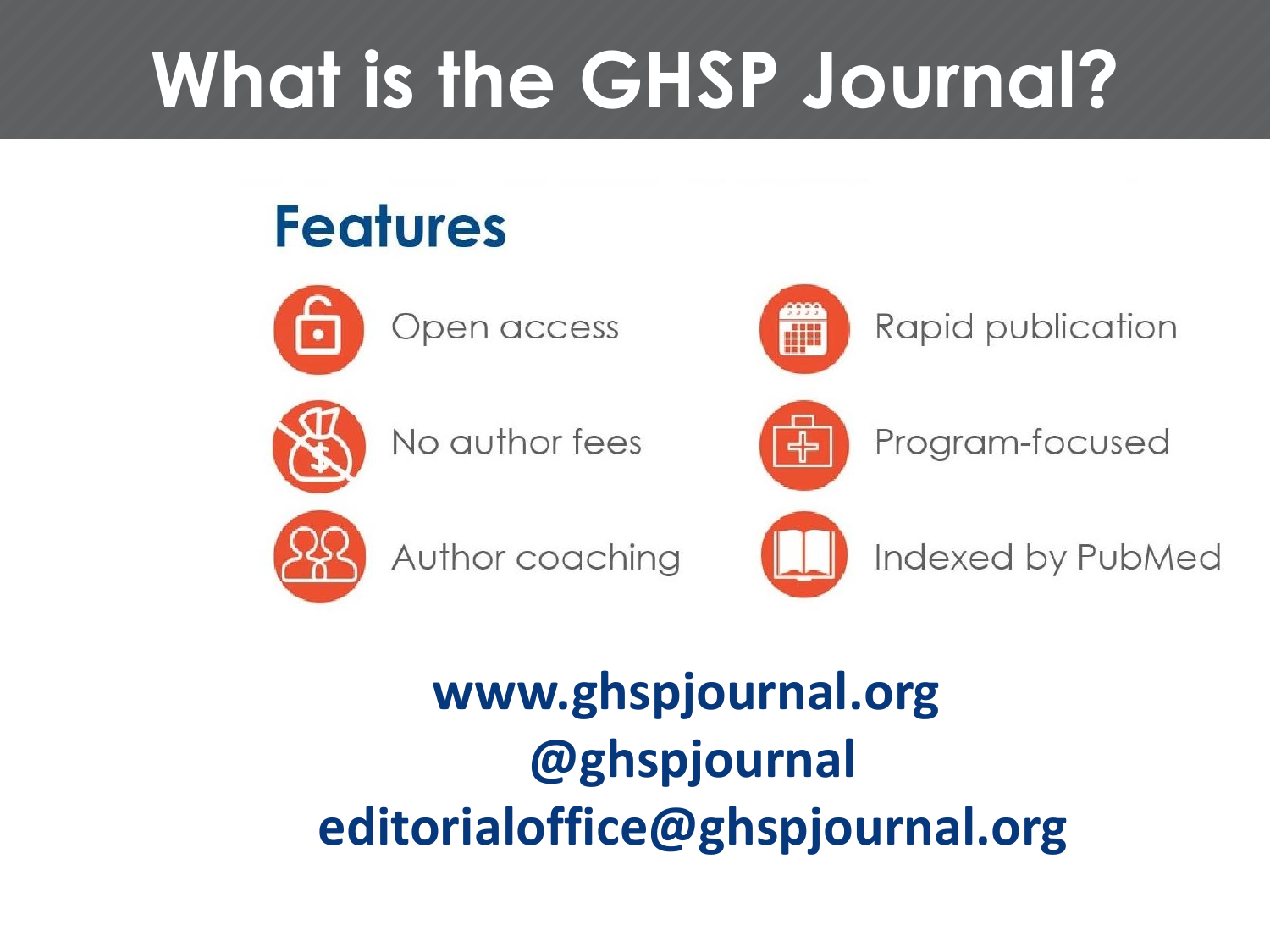# What is the GHSP Journal?

## Features

- Open access
- Rapid publication
- No author fees
- Program-focused
- Author coaching
- Indexed by PubMed

**www.ghspjournal.org**
**@ghspjournal**
**editorialoffice@ghspjournal.org**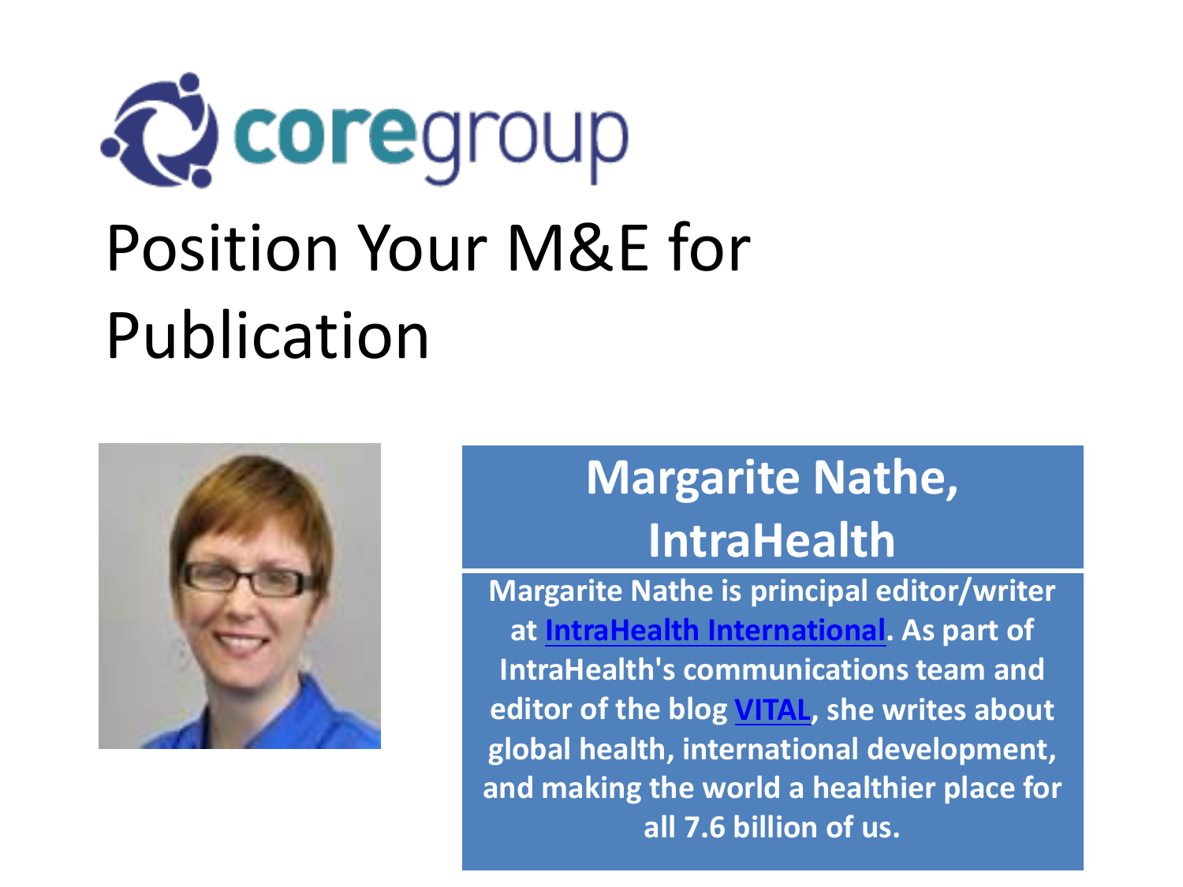coregroup

# Position Your M&E for Publication

## Margarite Nathe, IntraHealth

**Margarite Nathe is principal editor/writer at IntraHealth International. As part of IntraHealth's communications team and editor of the blog VITAL, she writes about global health, international development, and making the world a healthier place for all 7.6 billion of us.**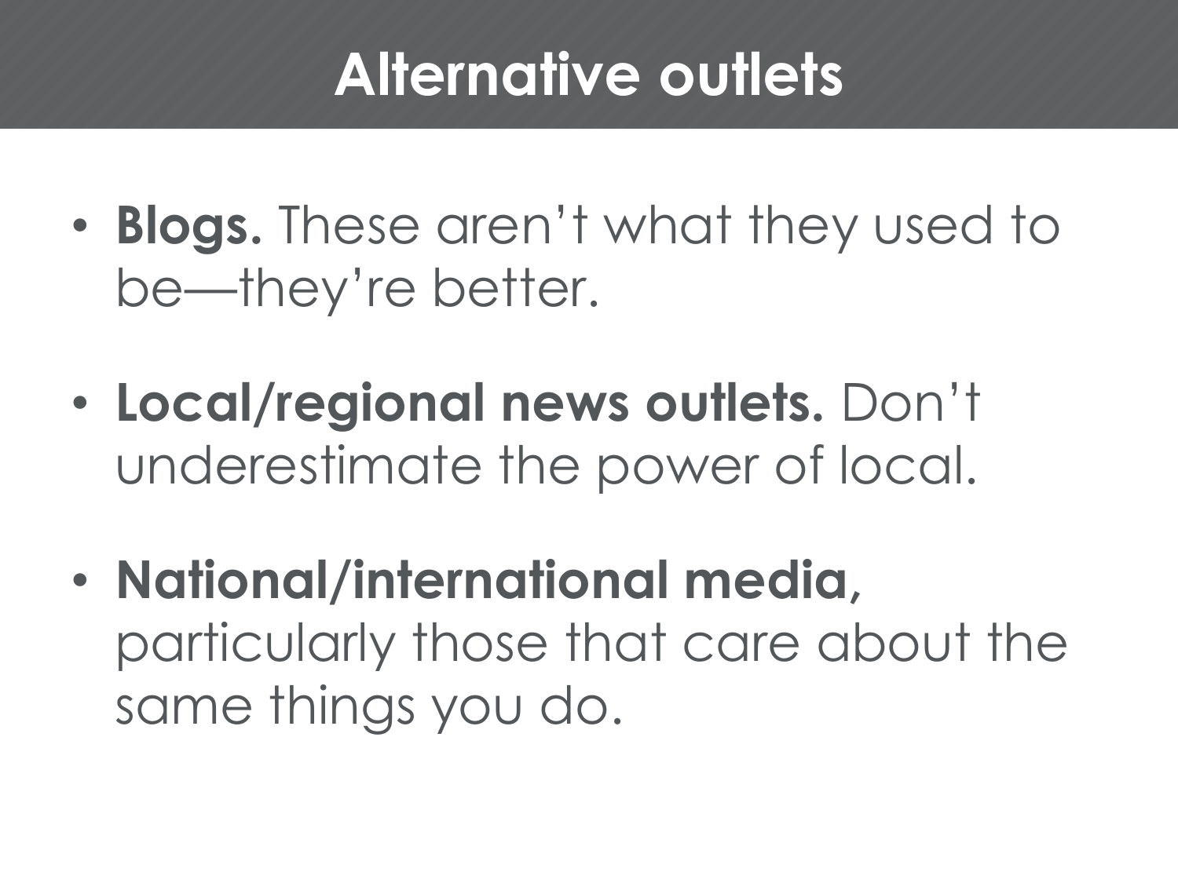# Alternative outlets

- **Blogs.** These aren't what they used to be—they're better.
- **Local/regional news outlets.** Don't underestimate the power of local.
- **National/international media,** particularly those that care about the same things you do.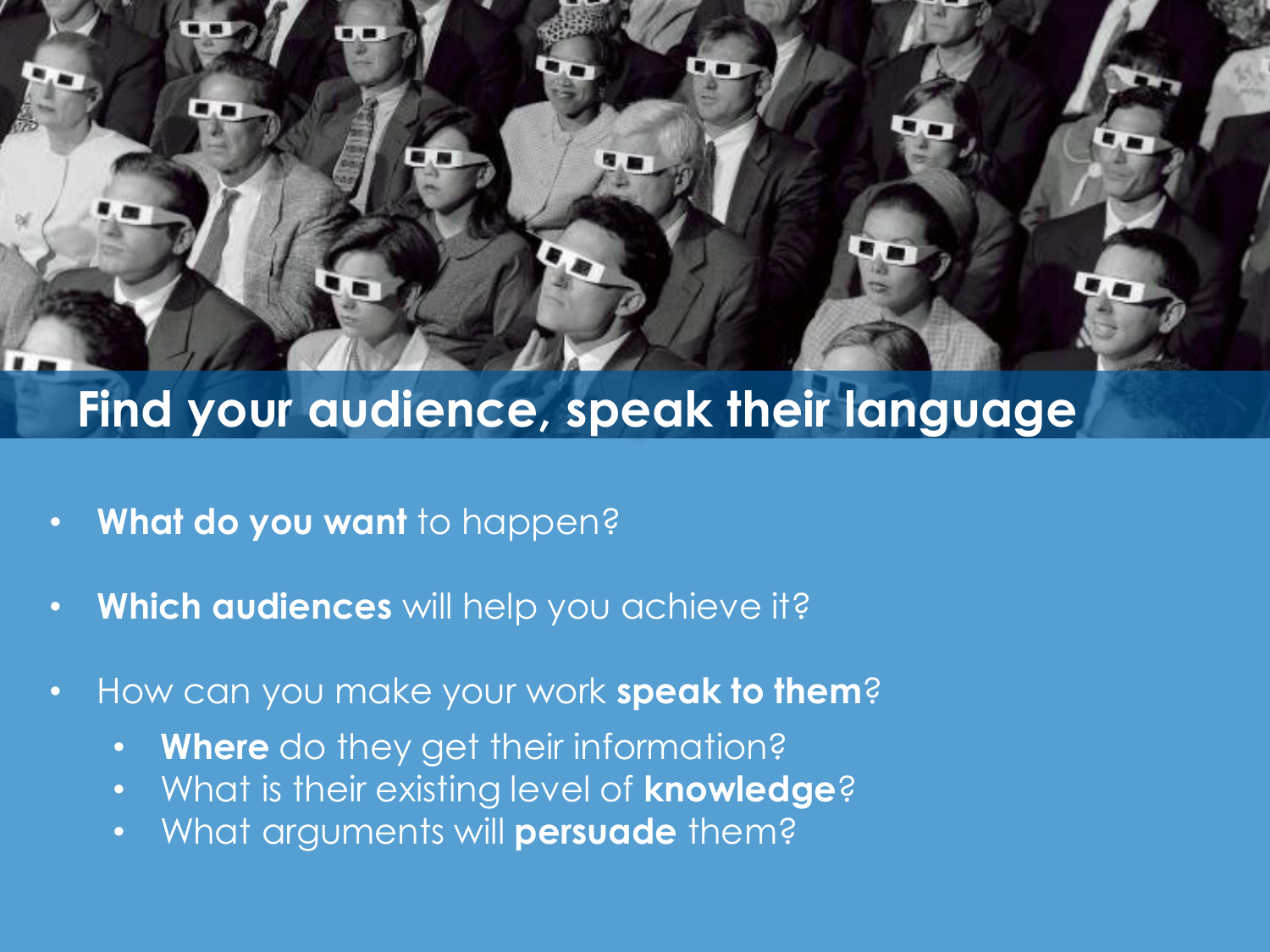# Find your audience, speak their language

- **What do you want** to happen?
- **Which audiences** will help you achieve it?
- How can you make your work **speak to them**?
  - **Where** do they get their information?
  - What is their existing level of **knowledge**?
  - What arguments will **persuade** them?